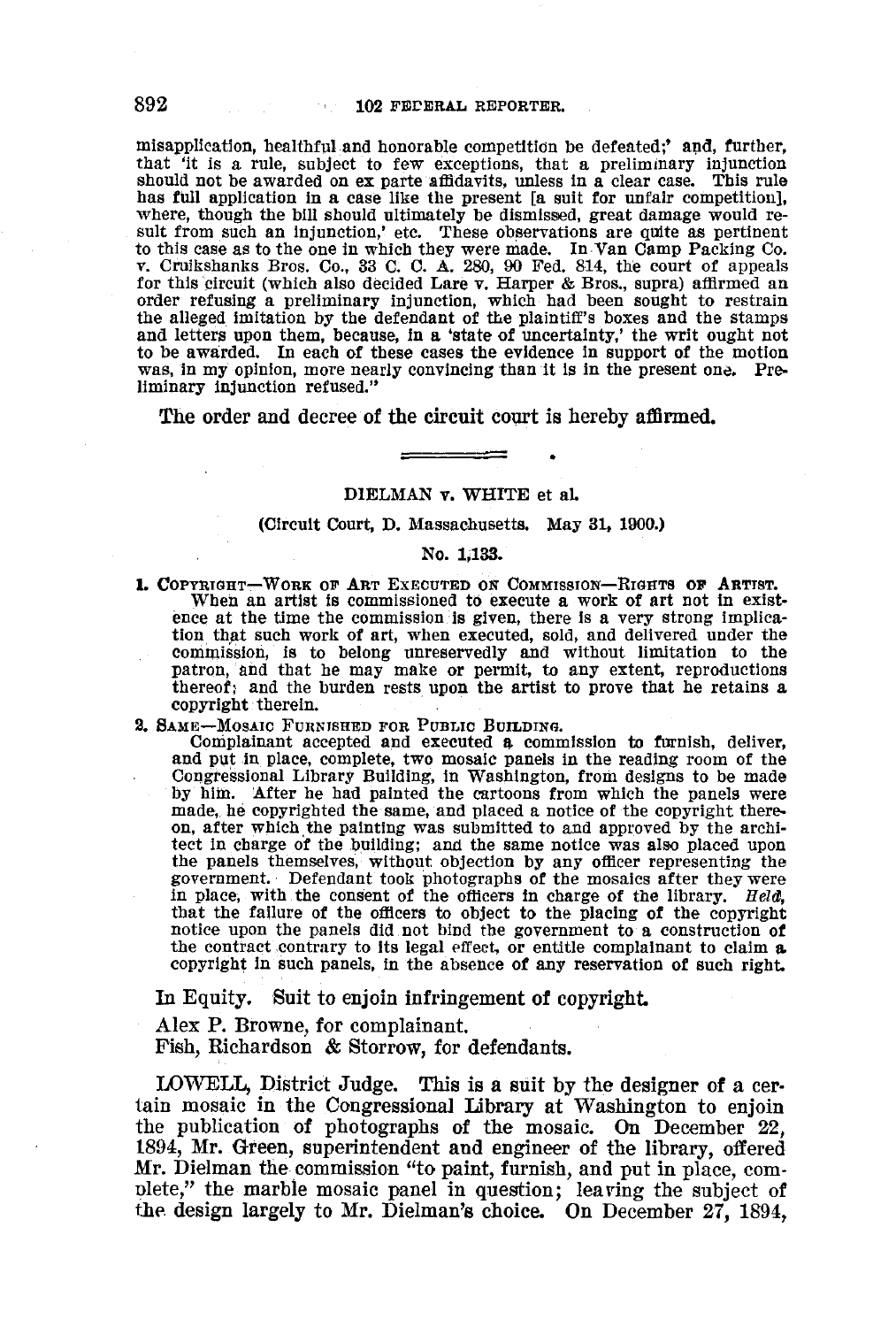misapplication, healthful and honorable competition be defeated;' and, further, that 'it is a rule, subject to few exceptions, that a preliminary injunction should not be awarded on ex parte affidavits, unless in a clear case. This rule has full application in a case like the present [a suit for unfair competition], where, though the bill should ultimately be dismissed, great damage would result from such an injunction,' etc. These observations are quite as pertinent to this case as to the one in which they were made. In Van Camp Packing Co. v. Cruikshanks Bros. Co., 33 C. C. A. 280, 90 Fed. 814, the court of appeals for this circuit (which also decided Lare v. Harper & Bros., supra) affirmed an order refusing a preliminary injunction, which had been sought to restrain the alleged imitation by the defendant of the plaintiff's boxes and the stamps and letters upon them, because, in a 'state of uncertainty,' the writ ought not to be awarded. In each of these cases the evidence in support of the motion was, in my opinion, more nearly convincing than it is in the present one. Preliminary injunction refused."

The order and decree of the circuit court is hereby affirmed.

---

## DIELMAN v. WHITE et al.

(Circuit Court, D. Massachusetts. May 31, 1900.)

No. 1,133.

1. COPYRIGHT—WORK OF ART EXECUTED ON COMMISSION—RIGHTS OF ARTIST.
When an artist is commissioned to execute a work of art not in existence at the time the commission is given, there is a very strong implication that such work of art, when executed, sold, and delivered under the commission, is to belong unreservedly and without limitation to the patron, and that he may make or permit, to any extent, reproductions thereof; and the burden rests upon the artist to prove that he retains a copyright therein.

2. SAME—MOSAIC FURNISHED FOR PUBLIC BUILDING.
Complainant accepted and executed a commission to furnish, deliver, and put in place, complete, two mosaic panels in the reading room of the Congressional Library Building, in Washington, from designs to be made by him. After he had painted the cartoons from which the panels were made, he copyrighted the same, and placed a notice of the copyright thereon, after which the painting was submitted to and approved by the architect in charge of the building; and the same notice was also placed upon the panels themselves, without objection by any officer representing the government. Defendant took photographs of the mosaics after they were in place, with the consent of the officers in charge of the library. *Held*, that the failure of the officers to object to the placing of the copyright notice upon the panels did not bind the government to a construction of the contract contrary to its legal effect, or entitle complainant to claim a copyright in such panels, in the absence of any reservation of such right.

In Equity. Suit to enjoin infringement of copyright.

Alex P. Browne, for complainant.

Fish, Richardson & Storrow, for defendants.

LOWELL, District Judge. This is a suit by the designer of a certain mosaic in the Congressional Library at Washington to enjoin the publication of photographs of the mosaic. On December 22, 1894, Mr. Green, superintendent and engineer of the library, offered Mr. Dielman the commission "to paint, furnish, and put in place, complete," the marble mosaic panel in question; leaving the subject of the design largely to Mr. Dielman's choice. On December 27, 1894,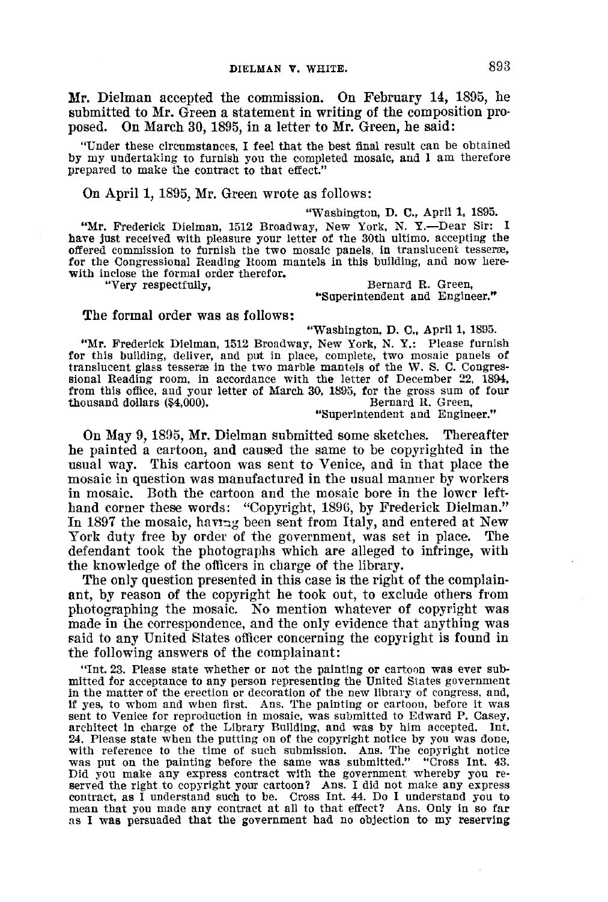Mr. Dielman accepted the commission. On February 14, 1895, he submitted to Mr. Green a statement in writing of the composition proposed. On March 30, 1895, in a letter to Mr. Green, he said:

> "Under these circumstances, I feel that the best final result can be obtained by my undertaking to furnish you the completed mosaic, and I am therefore prepared to make the contract to that effect."

On April 1, 1895, Mr. Green wrote as follows:

> "Washington, D. C., April 1, 1895.
>
> "Mr. Frederick Dielman, 1512 Broadway, New York, N. Y.—Dear Sir: I have just received with pleasure your letter of the 30th ultimo, accepting the offered commission to furnish the two mosaic panels, in translucent tesseræ, for the Congressional Reading Room mantels in this building, and now herewith inclose the formal order therefor.
>
> "Very respectfully, Bernard R. Green,
> "Superintendent and Engineer."

The formal order was as follows:

> "Washington, D. C., April 1, 1895.
>
> "Mr. Frederick Dielman, 1512 Broadway, New York, N. Y.: Please furnish for this building, deliver, and put in place, complete, two mosaic panels of translucent glass tesseræ in the two marble mantels of the W. S. C. Congressional Reading room, in accordance with the letter of December 22, 1894, from this office, and your letter of March 30, 1895, for the gross sum of four thousand dollars ($4,000). Bernard R. Green,
> "Superintendent and Engineer."

On May 9, 1895, Mr. Dielman submitted some sketches. Thereafter he painted a cartoon, and caused the same to be copyrighted in the usual way. This cartoon was sent to Venice, and in that place the mosaic in question was manufactured in the usual manner by workers in mosaic. Both the cartoon and the mosaic bore in the lower left-hand corner these words: "Copyright, 1896, by Frederick Dielman." In 1897 the mosaic, having been sent from Italy, and entered at New York duty free by order of the government, was set in place. The defendant took the photographs which are alleged to infringe, with the knowledge of the officers in charge of the library.

The only question presented in this case is the right of the complainant, by reason of the copyright he took out, to exclude others from photographing the mosaic. No mention whatever of copyright was made in the correspondence, and the only evidence that anything was said to any United States officer concerning the copyright is found in the following answers of the complainant:

> "Int. 23. Please state whether or not the painting or cartoon was ever submitted for acceptance to any person representing the United States government in the matter of the erection or decoration of the new library of congress, and, if yes, to whom and when first. Ans. The painting or cartoon, before it was sent to Venice for reproduction in mosaic, was submitted to Edward P. Casey, architect in charge of the Library Building, and was by him accepted. Int. 24. Please state when the putting on of the copyright notice by you was done, with reference to the time of such submission. Ans. The copyright notice was put on the painting before the same was submitted." "Cross Int. 43. Did you make any express contract with the government whereby you reserved the right to copyright your cartoon? Ans. I did not make any express contract, as I understand such to be. Cross Int. 44. Do I understand you to mean that you made any contract at all to that effect? Ans. Only in so far as I was persuaded that the government had no objection to my reserving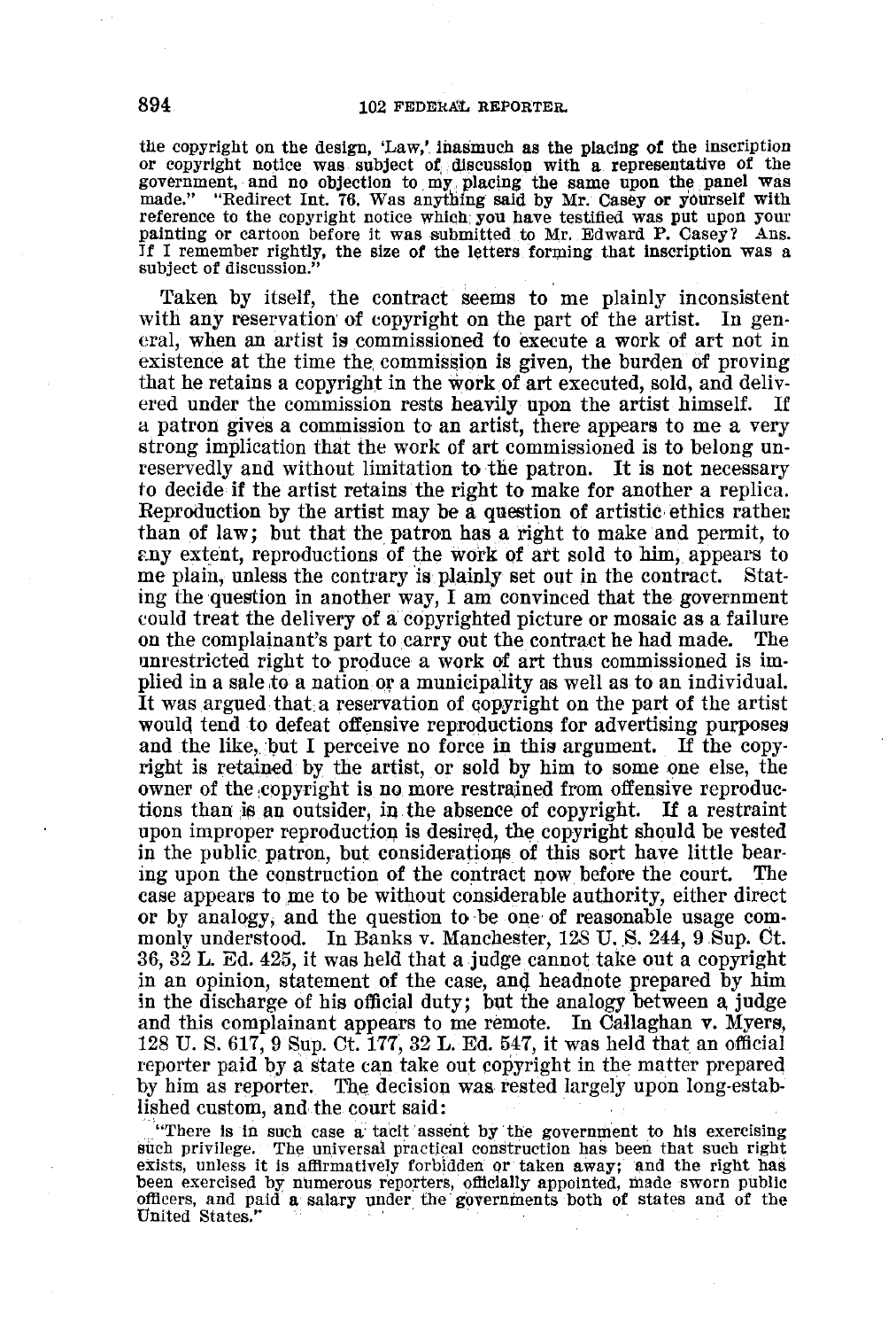the copyright on the design, 'Law,' inasmuch as the placing of the inscription or copyright notice was subject of discussion with a representative of the government, and no objection to my placing the same upon the panel was made." "Redirect Int. 76. Was anything said by Mr. Casey or yourself with reference to the copyright notice which you have testified was put upon your painting or cartoon before it was submitted to Mr. Edward P. Casey? Ans. If I remember rightly, the size of the letters forming that inscription was a subject of discussion."

Taken by itself, the contract seems to me plainly inconsistent with any reservation of copyright on the part of the artist. In general, when an artist is commissioned to execute a work of art not in existence at the time the commission is given, the burden of proving that he retains a copyright in the work of art executed, sold, and delivered under the commission rests heavily upon the artist himself. If a patron gives a commission to an artist, there appears to me a very strong implication that the work of art commissioned is to belong unreservedly and without limitation to the patron. It is not necessary to decide if the artist retains the right to make for another a replica. Reproduction by the artist may be a question of artistic ethics rather than of law; but that the patron has a right to make and permit, to any extent, reproductions of the work of art sold to him, appears to me plain, unless the contrary is plainly set out in the contract. Stating the question in another way, I am convinced that the government could treat the delivery of a copyrighted picture or mosaic as a failure on the complainant's part to carry out the contract he had made. The unrestricted right to produce a work of art thus commissioned is implied in a sale to a nation or a municipality as well as to an individual. It was argued that a reservation of copyright on the part of the artist would tend to defeat offensive reproductions for advertising purposes and the like, but I perceive no force in this argument. If the copyright is retained by the artist, or sold by him to some one else, the owner of the copyright is no more restrained from offensive reproductions than is an outsider, in the absence of copyright. If a restraint upon improper reproduction is desired, the copyright should be vested in the public patron, but considerations of this sort have little bearing upon the construction of the contract now before the court. The case appears to me to be without considerable authority, either direct or by analogy, and the question to be one of reasonable usage commonly understood. In Banks v. Manchester, 128 U. S. 244, 9 Sup. Ct. 36, 32 L. Ed. 425, it was held that a judge cannot take out a copyright in an opinion, statement of the case, and headnote prepared by him in the discharge of his official duty; but the analogy between a judge and this complainant appears to me remote. In Callaghan v. Myers, 128 U. S. 617, 9 Sup. Ct. 177, 32 L. Ed. 547, it was held that an official reporter paid by a state can take out copyright in the matter prepared by him as reporter. The decision was rested largely upon long-established custom, and the court said:

"There is in such case a tacit assent by the government to his exercising such privilege. The universal practical construction has been that such right exists, unless it is affirmatively forbidden or taken away; and the right has been exercised by numerous reporters, officially appointed, made sworn public officers, and paid a salary under the governments both of states and of the United States."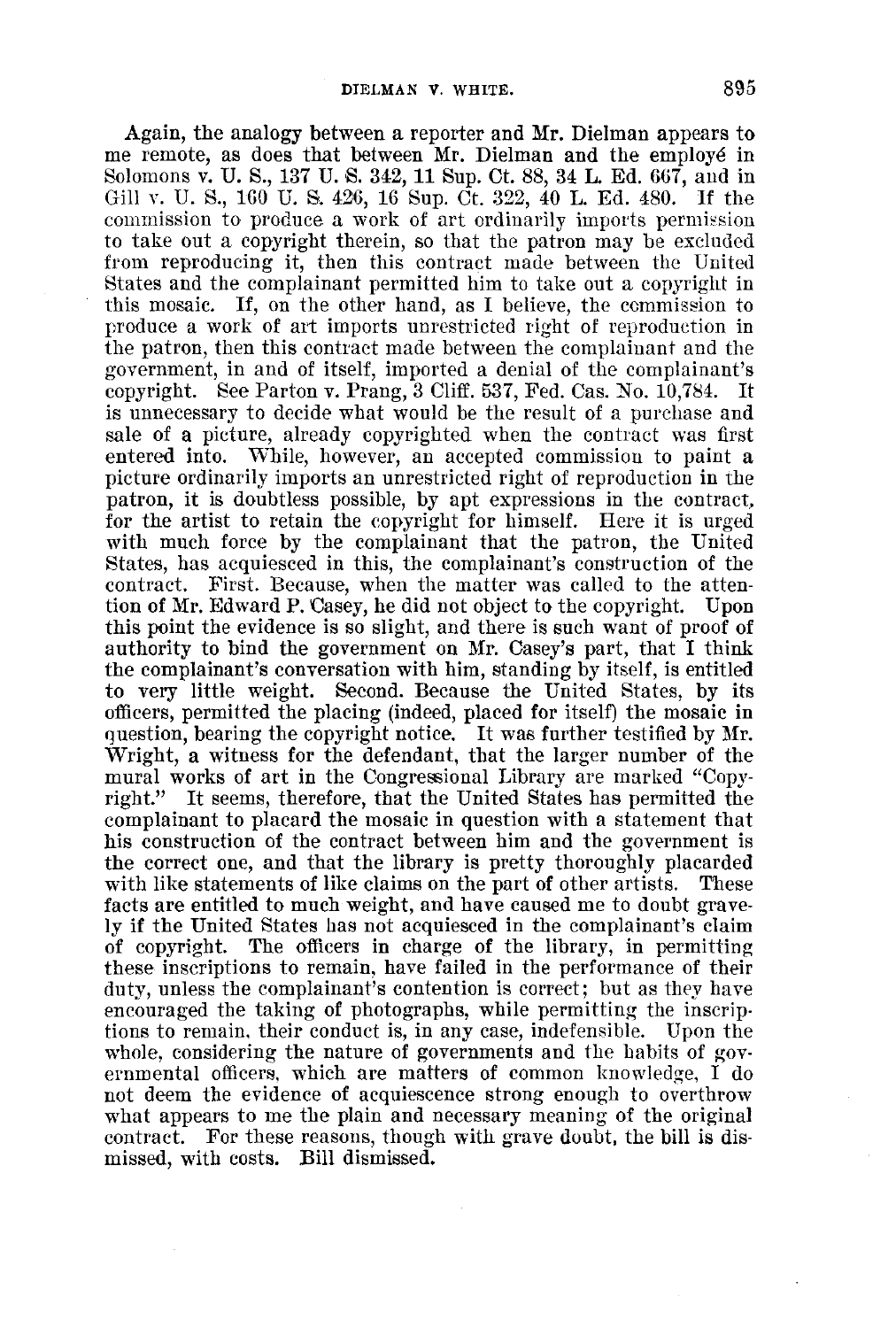Again, the analogy between a reporter and Mr. Dielman appears to me remote, as does that between Mr. Dielman and the employé in Solomons v. U. S., 137 U. S. 342, 11 Sup. Ct. 88, 34 L. Ed. 667, and in Gill v. U. S., 160 U. S. 426, 16 Sup. Ct. 322, 40 L. Ed. 480. If the commission to produce a work of art ordinarily imports permission to take out a copyright therein, so that the patron may be excluded from reproducing it, then this contract made between the United States and the complainant permitted him to take out a copyright in this mosaic. If, on the other hand, as I believe, the commission to produce a work of art imports unrestricted right of reproduction in the patron, then this contract made between the complainant and the government, in and of itself, imported a denial of the complainant's copyright. See Parton v. Prang, 3 Cliff. 537, Fed. Cas. No. 10,784. It is unnecessary to decide what would be the result of a purchase and sale of a picture, already copyrighted when the contract was first entered into. While, however, an accepted commission to paint a picture ordinarily imports an unrestricted right of reproduction in the patron, it is doubtless possible, by apt expressions in the contract, for the artist to retain the copyright for himself. Here it is urged with much force by the complainant that the patron, the United States, has acquiesced in this, the complainant's construction of the contract. First. Because, when the matter was called to the attention of Mr. Edward P. Casey, he did not object to the copyright. Upon this point the evidence is so slight, and there is such want of proof of authority to bind the government on Mr. Casey's part, that I think the complainant's conversation with him, standing by itself, is entitled to very little weight. Second. Because the United States, by its officers, permitted the placing (indeed, placed for itself) the mosaic in question, bearing the copyright notice. It was further testified by Mr. Wright, a witness for the defendant, that the larger number of the mural works of art in the Congressional Library are marked "Copyright." It seems, therefore, that the United States has permitted the complainant to placard the mosaic in question with a statement that his construction of the contract between him and the government is the correct one, and that the library is pretty thoroughly placarded with like statements of like claims on the part of other artists. These facts are entitled to much weight, and have caused me to doubt gravely if the United States has not acquiesced in the complainant's claim of copyright. The officers in charge of the library, in permitting these inscriptions to remain, have failed in the performance of their duty, unless the complainant's contention is correct; but as they have encouraged the taking of photographs, while permitting the inscriptions to remain, their conduct is, in any case, indefensible. Upon the whole, considering the nature of governments and the habits of governmental officers, which are matters of common knowledge, I do not deem the evidence of acquiescence strong enough to overthrow what appears to me the plain and necessary meaning of the original contract. For these reasons, though with grave doubt, the bill is dismissed, with costs. Bill dismissed.